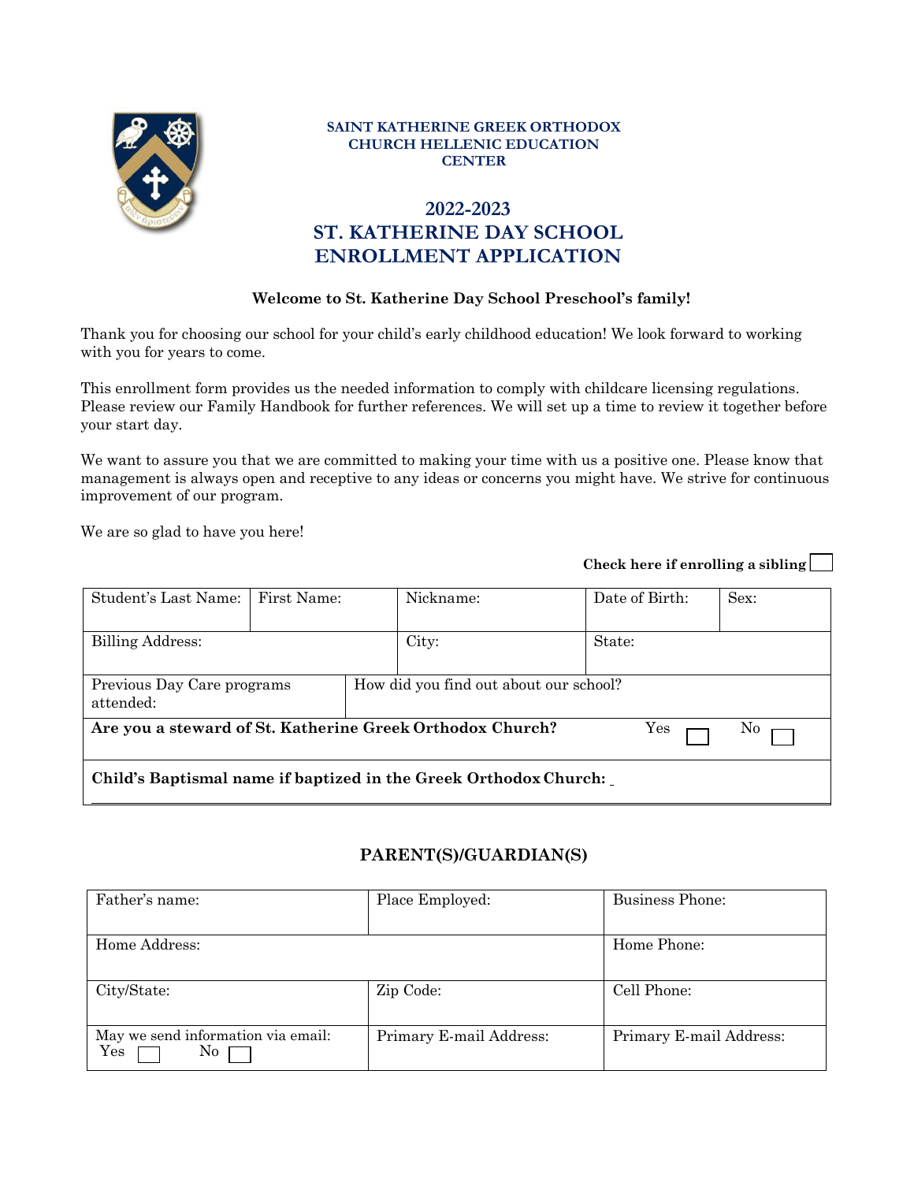**SAINT KATHERINE GREEK ORTHODOX CHURCH HELLENIC EDUCATION CENTER**

# 2022-2023
# ST. KATHERINE DAY SCHOOL ENROLLMENT APPLICATION

**Welcome to St. Katherine Day School Preschool's family!**

Thank you for choosing our school for your child's early childhood education! We look forward to working with you for years to come.

This enrollment form provides us the needed information to comply with childcare licensing regulations. Please review our Family Handbook for further references. We will set up a time to review it together before your start day.

We want to assure you that we are committed to making your time with us a positive one. Please know that management is always open and receptive to any ideas or concerns you might have. We strive for continuous improvement of our program.

We are so glad to have you here!

**Check here if enrolling a sibling** ☐

| Student's Last Name: | First Name: | Nickname: | Date of Birth: | Sex: |
|---|---|---|---|---|
| Billing Address: | | City: | State: | |
| Previous Day Care programs attended: | How did you find out about our school? | | | |
| **Are you a steward of St. Katherine Greek Orthodox Church?** Yes ☐ No ☐ | | | | |
| **Child's Baptismal name if baptized in the Greek Orthodox Church:** _ | | | | |

## PARENT(S)/GUARDIAN(S)

| Father's name: | Place Employed: | Business Phone: |
|---|---|---|
| Home Address: | | Home Phone: |
| City/State: | Zip Code: | Cell Phone: |
| May we send information via email: Yes ☐ No ☐ | Primary E-mail Address: | Primary E-mail Address: |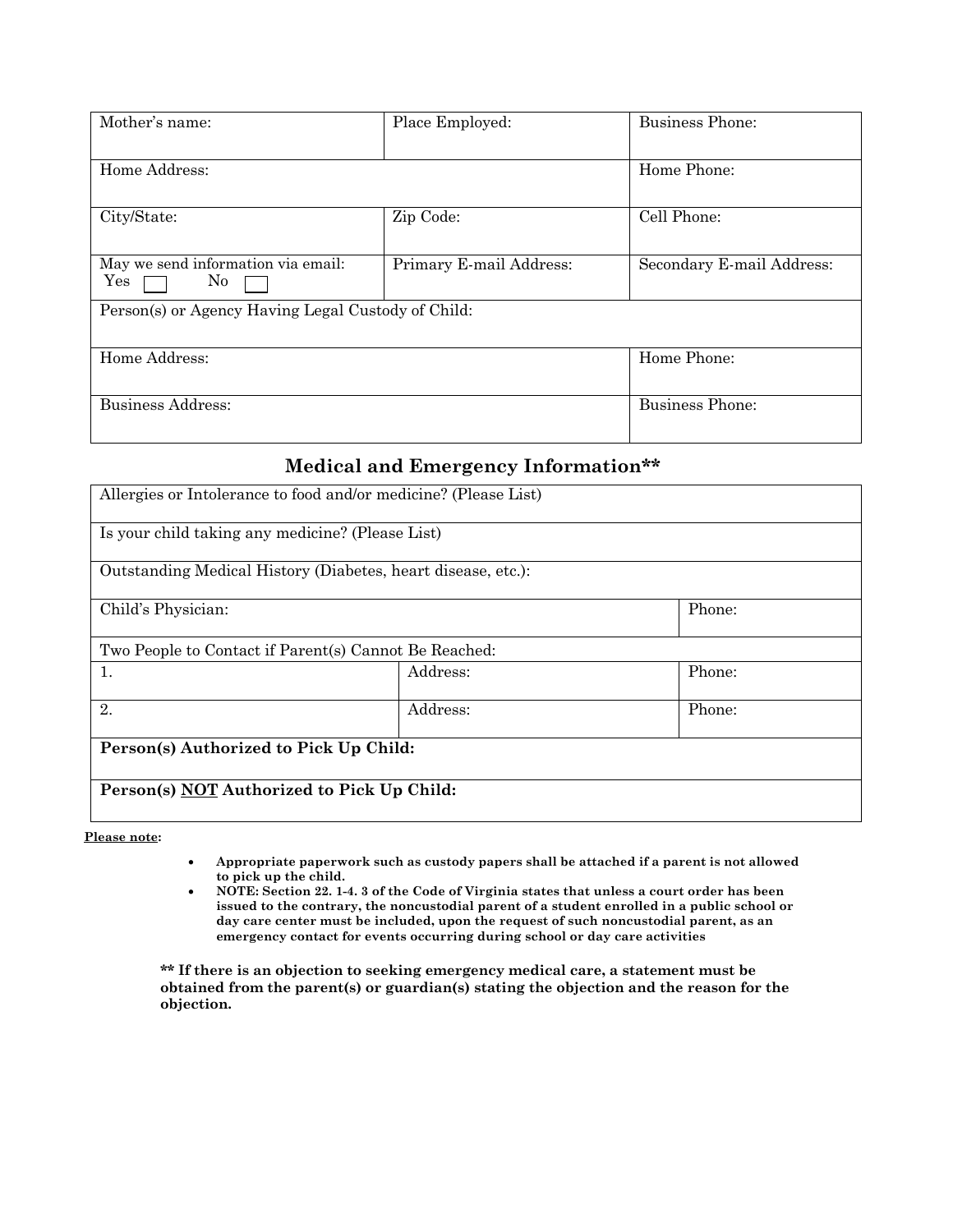| Mother's name: | Place Employed: | Business Phone: |
|---|---|---|
| Home Address: | | Home Phone: |
| City/State: | Zip Code: | Cell Phone: |
| May we send information via email: Yes ☐ No ☐ | Primary E-mail Address: | Secondary E-mail Address: |
| Person(s) or Agency Having Legal Custody of Child: | | |
| Home Address: | | Home Phone: |
| Business Address: | | Business Phone: |

## Medical and Emergency Information**

| Allergies or Intolerance to food and/or medicine? (Please List) | | |
|---|---|---|
| Is your child taking any medicine? (Please List) | | |
| Outstanding Medical History (Diabetes, heart disease, etc.): | | |
| Child's Physician: | | Phone: |
| Two People to Contact if Parent(s) Cannot Be Reached: | | |
| 1. | Address: | Phone: |
| 2. | Address: | Phone: |
| **Person(s) Authorized to Pick Up Child:** | | |
| **Person(s) <u>NOT</u> Authorized to Pick Up Child:** | | |

**<u>Please note</u>:**

- **Appropriate paperwork such as custody papers shall be attached if a parent is not allowed to pick up the child.**
- **NOTE: Section 22. 1-4. 3 of the Code of Virginia states that unless a court order has been issued to the contrary, the noncustodial parent of a student enrolled in a public school or day care center must be included, upon the request of such noncustodial parent, as an emergency contact for events occurring during school or day care activities**

**** If there is an objection to seeking emergency medical care, a statement must be obtained from the parent(s) or guardian(s) stating the objection and the reason for the objection.**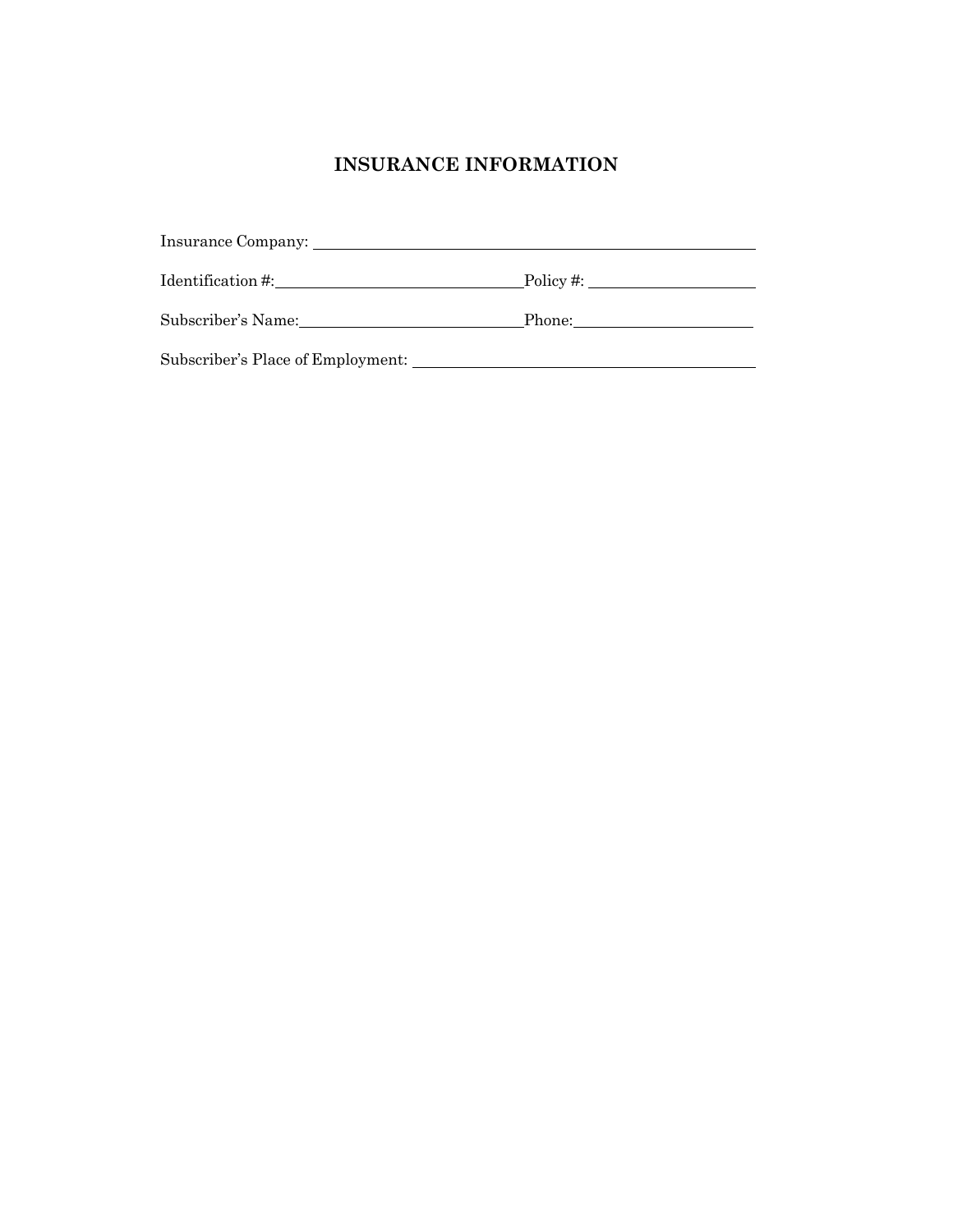# INSURANCE INFORMATION

Insurance Company: ______________________________________________

Identification #: ______________________________ Policy #: ____________________

Subscriber's Name: ____________________________ Phone: ______________________

Subscriber's Place of Employment: ________________________________________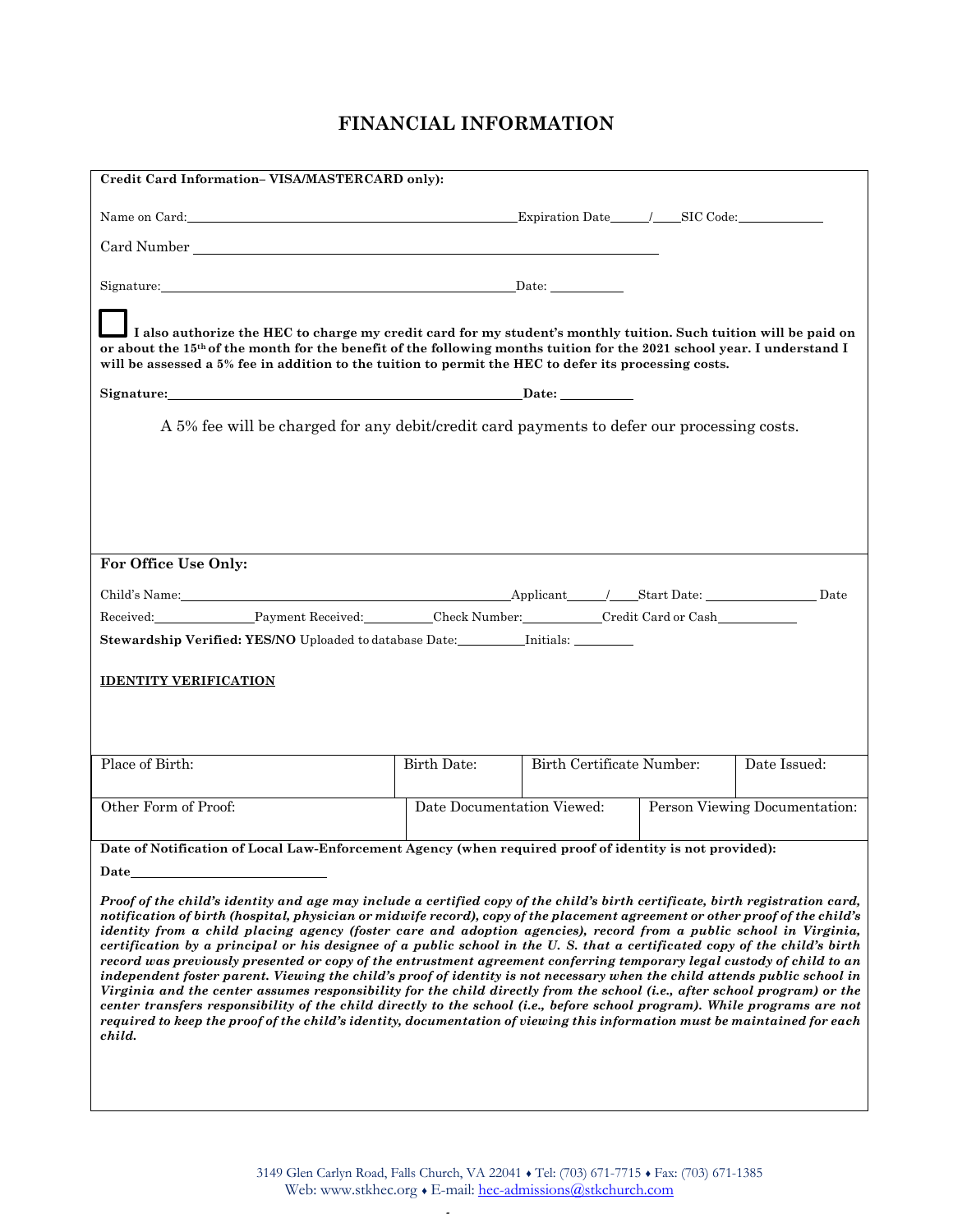# FINANCIAL INFORMATION

**Credit Card Information– VISA/MASTERCARD only):**

Name on Card:______________________________ Expiration Date_____/____SIC Code:____________

Card Number ______________________________________________

Signature:______________________________ Date: __________

☐ **I also authorize the HEC to charge my credit card for my student's monthly tuition. Such tuition will be paid on or about the 15th of the month for the benefit of the following months tuition for the 2021 school year. I understand I will be assessed a 5% fee in addition to the tuition to permit the HEC to defer its processing costs.**

**Signature:**______________________________ **Date:** __________

A 5% fee will be charged for any debit/credit card payments to defer our processing costs.

**For Office Use Only:**

Child's Name:______________________________ Applicant_____/____Start Date: ______________ Date Received:_____________ Payment Received:__________ Check Number:___________ Credit Card or Cash___________

**Stewardship Verified: YES/NO** Uploaded to database Date:__________ Initials: ________

**IDENTITY VERIFICATION**

| Place of Birth: | Birth Date: | Birth Certificate Number: | Date Issued: |
|---|---|---|---|
| | | | |

| Other Form of Proof: | Date Documentation Viewed: | Person Viewing Documentation: |
|---|---|---|
| | | |

**Date of Notification of Local Law-Enforcement Agency (when required proof of identity is not provided):**

**Date**__________________________

***Proof of the child's identity and age may include a certified copy of the child's birth certificate, birth registration card, notification of birth (hospital, physician or midwife record), copy of the placement agreement or other proof of the child's identity from a child placing agency (foster care and adoption agencies), record from a public school in Virginia, certification by a principal or his designee of a public school in the U. S. that a certificated copy of the child's birth record was previously presented or copy of the entrustment agreement conferring temporary legal custody of child to an independent foster parent. Viewing the child's proof of identity is not necessary when the child attends public school in Virginia and the center assumes responsibility for the child directly from the school (i.e., after school program) or the center transfers responsibility of the child directly to the school (i.e., before school program). While programs are not required to keep the proof of the child's identity, documentation of viewing this information must be maintained for each child.***

3149 Glen Carlyn Road, Falls Church, VA 22041 ♦ Tel: (703) 671-7715 ♦ Fax: (703) 671-1385
Web: www.stkhec.org ♦ E-mail: hec-admissions@stkchurch.com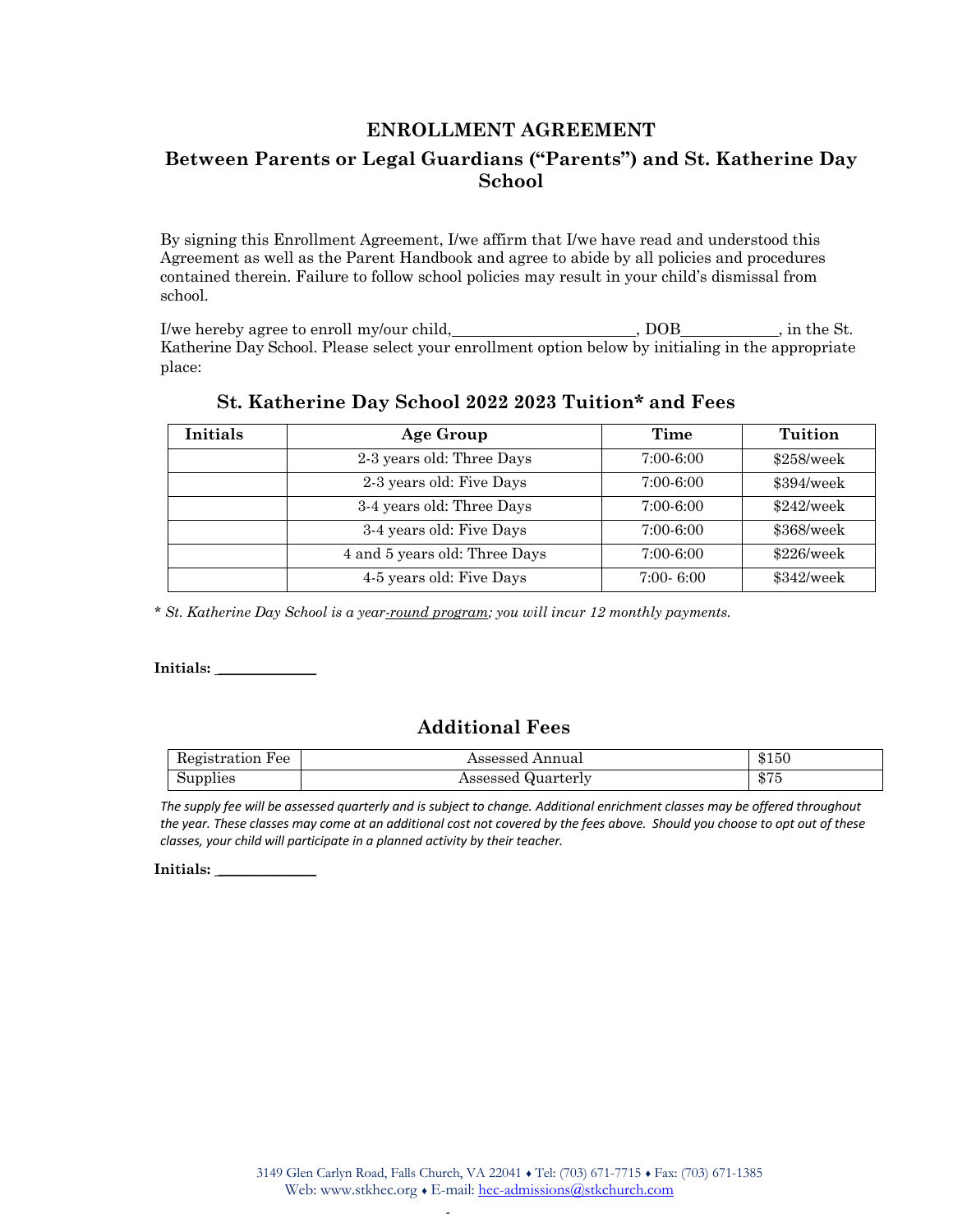# ENROLLMENT AGREEMENT

## Between Parents or Legal Guardians ("Parents") and St. Katherine Day School

By signing this Enrollment Agreement, I/we affirm that I/we have read and understood this Agreement as well as the Parent Handbook and agree to abide by all policies and procedures contained therein. Failure to follow school policies may result in your child's dismissal from school.

I/we hereby agree to enroll my/our child,_______________________, DOB____________, in the St. Katherine Day School. Please select your enrollment option below by initialing in the appropriate place:

### St. Katherine Day School 2022 2023 Tuition* and Fees

| Initials | Age Group | Time | Tuition |
|---|---|---|---|
| | 2-3 years old: Three Days | 7:00-6:00 | $258/week |
| | 2-3 years old: Five Days | 7:00-6:00 | $394/week |
| | 3-4 years old: Three Days | 7:00-6:00 | $242/week |
| | 3-4 years old: Five Days | 7:00-6:00 | $368/week |
| | 4 and 5 years old: Three Days | 7:00-6:00 | $226/week |
| | 4-5 years old: Five Days | 7:00- 6:00 | $342/week |

* *St. Katherine Day School is a year-round program; you will incur 12 monthly payments.*

**Initials:** _____________

### Additional Fees

| Registration Fee | Assessed Annual | $150 |
|---|---|---|
| Supplies | Assessed Quarterly | $75 |

*The supply fee will be assessed quarterly and is subject to change. Additional enrichment classes may be offered throughout the year. These classes may come at an additional cost not covered by the fees above. Should you choose to opt out of these classes, your child will participate in a planned activity by their teacher.*

**Initials:** _____________

3149 Glen Carlyn Road, Falls Church, VA 22041 ♦ Tel: (703) 671-7715 ♦ Fax: (703) 671-1385
Web: www.stkhec.org ♦ E-mail: hec-admissions@stkchurch.com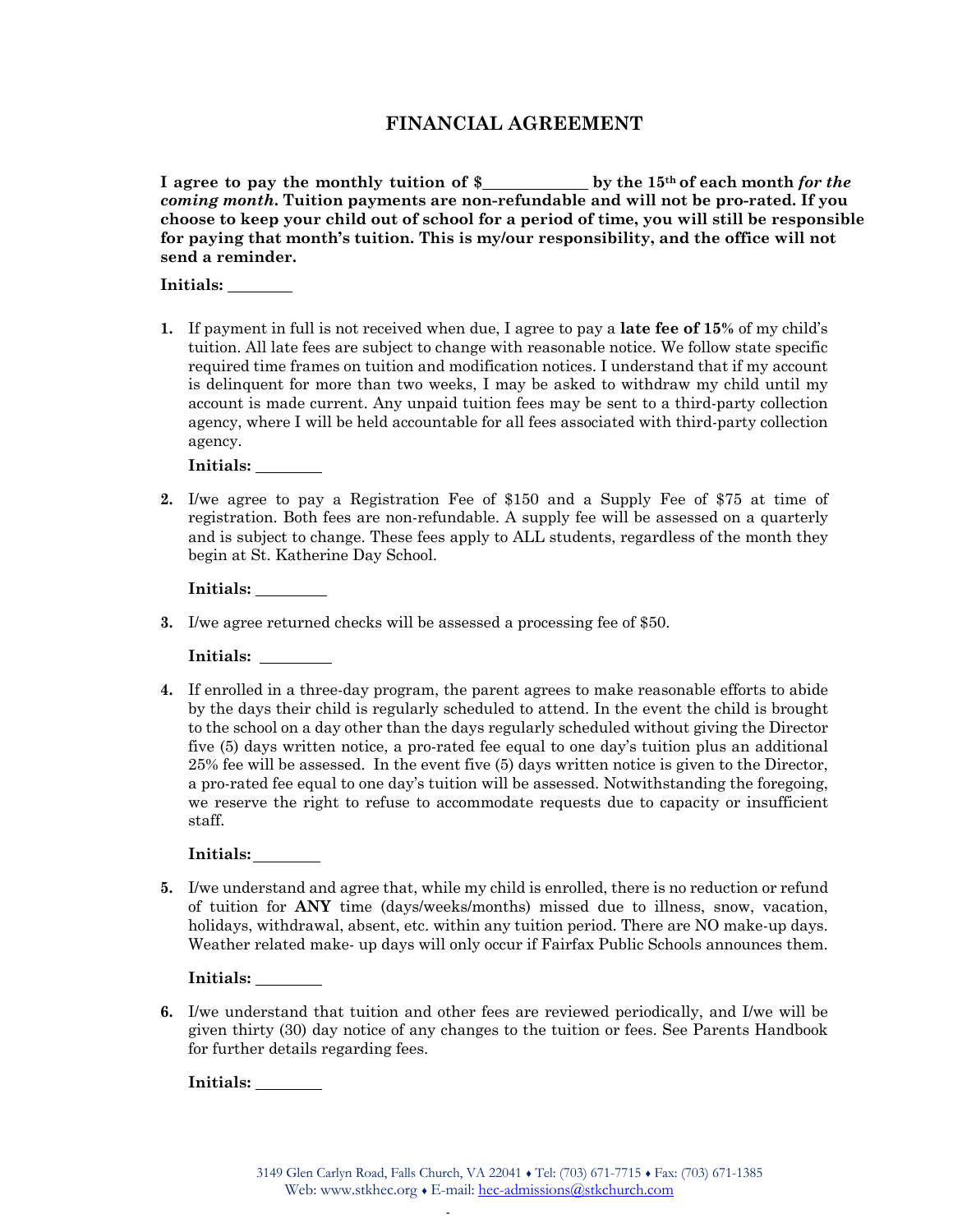# FINANCIAL AGREEMENT

**I agree to pay the monthly tuition of $\_\_\_\_\_\_\_\_\_\_\_\_ by the 15th of each month *for the coming month.* Tuition payments are non-refundable and will not be pro-rated. If you choose to keep your child out of school for a period of time, you will still be responsible for paying that month's tuition. This is my/our responsibility, and the office will not send a reminder.**

**Initials:** \_\_\_\_\_\_\_\_

1. If payment in full is not received when due, I agree to pay a **late fee of 15%** of my child's tuition. All late fees are subject to change with reasonable notice. We follow state specific required time frames on tuition and modification notices. I understand that if my account is delinquent for more than two weeks, I may be asked to withdraw my child until my account is made current. Any unpaid tuition fees may be sent to a third-party collection agency, where I will be held accountable for all fees associated with third-party collection agency.

   **Initials:** \_\_\_\_\_\_\_\_

2. I/we agree to pay a Registration Fee of $150 and a Supply Fee of $75 at time of registration. Both fees are non-refundable. A supply fee will be assessed on a quarterly and is subject to change. These fees apply to ALL students, regardless of the month they begin at St. Katherine Day School.

   **Initials:** \_\_\_\_\_\_\_\_

3. I/we agree returned checks will be assessed a processing fee of $50.

   **Initials:** \_\_\_\_\_\_\_\_

4. If enrolled in a three-day program, the parent agrees to make reasonable efforts to abide by the days their child is regularly scheduled to attend. In the event the child is brought to the school on a day other than the days regularly scheduled without giving the Director five (5) days written notice, a pro-rated fee equal to one day's tuition plus an additional 25% fee will be assessed. In the event five (5) days written notice is given to the Director, a pro-rated fee equal to one day's tuition will be assessed. Notwithstanding the foregoing, we reserve the right to refuse to accommodate requests due to capacity or insufficient staff.

   **Initials:** \_\_\_\_\_\_\_\_

5. I/we understand and agree that, while my child is enrolled, there is no reduction or refund of tuition for **ANY** time (days/weeks/months) missed due to illness, snow, vacation, holidays, withdrawal, absent, etc. within any tuition period. There are NO make-up days. Weather related make- up days will only occur if Fairfax Public Schools announces them.

   **Initials:** \_\_\_\_\_\_\_\_

6. I/we understand that tuition and other fees are reviewed periodically, and I/we will be given thirty (30) day notice of any changes to the tuition or fees. See Parents Handbook for further details regarding fees.

   **Initials:** \_\_\_\_\_\_\_\_

3149 Glen Carlyn Road, Falls Church, VA 22041 ♦ Tel: (703) 671-7715 ♦ Fax: (703) 671-1385
Web: www.stkhec.org ♦ E-mail: hec-admissions@stkchurch.com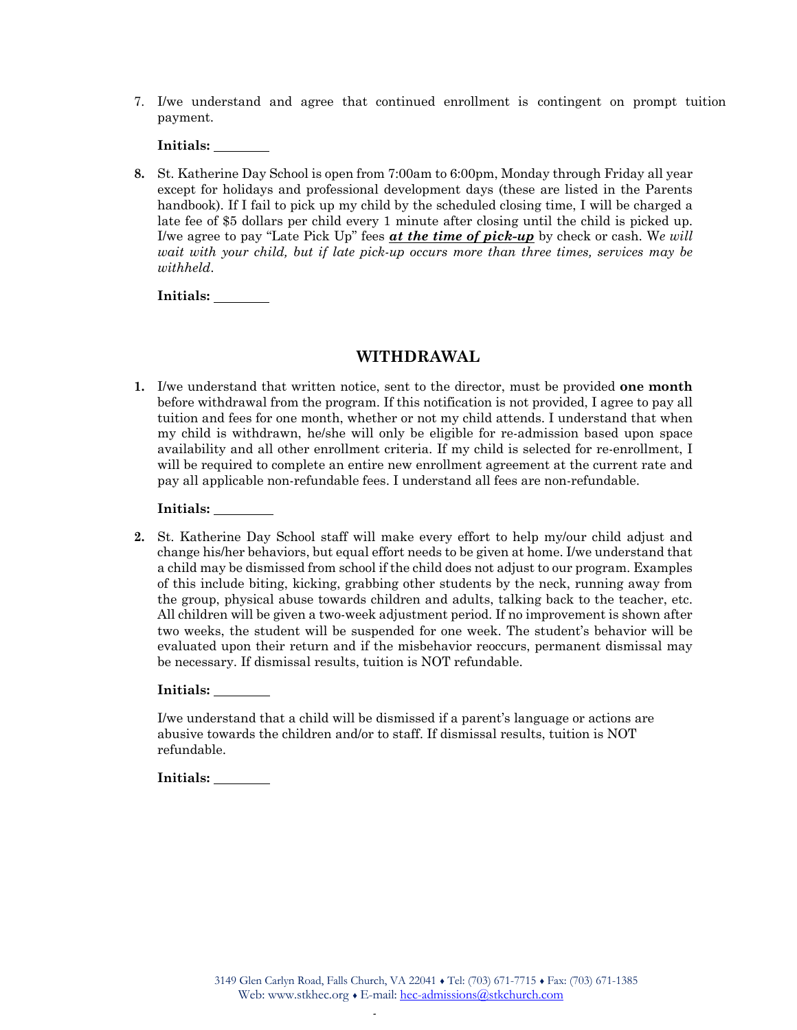7. I/we understand and agree that continued enrollment is contingent on prompt tuition payment.

   **Initials:** ________

8. St. Katherine Day School is open from 7:00am to 6:00pm, Monday through Friday all year except for holidays and professional development days (these are listed in the Parents handbook). If I fail to pick up my child by the scheduled closing time, I will be charged a late fee of $5 dollars per child every 1 minute after closing until the child is picked up. I/we agree to pay "Late Pick Up" fees ***at the time of pick-up*** by check or cash. W*e will wait with your child, but if late pick-up occurs more than three times, services may be withheld*.

   **Initials:** ________

## WITHDRAWAL

1. I/we understand that written notice, sent to the director, must be provided **one month** before withdrawal from the program. If this notification is not provided, I agree to pay all tuition and fees for one month, whether or not my child attends. I understand that when my child is withdrawn, he/she will only be eligible for re-admission based upon space availability and all other enrollment criteria. If my child is selected for re-enrollment, I will be required to complete an entire new enrollment agreement at the current rate and pay all applicable non-refundable fees. I understand all fees are non-refundable.

   **Initials:** ________

2. St. Katherine Day School staff will make every effort to help my/our child adjust and change his/her behaviors, but equal effort needs to be given at home. I/we understand that a child may be dismissed from school if the child does not adjust to our program. Examples of this include biting, kicking, grabbing other students by the neck, running away from the group, physical abuse towards children and adults, talking back to the teacher, etc. All children will be given a two-week adjustment period. If no improvement is shown after two weeks, the student will be suspended for one week. The student's behavior will be evaluated upon their return and if the misbehavior reoccurs, permanent dismissal may be necessary. If dismissal results, tuition is NOT refundable.

   **Initials:** ________

   I/we understand that a child will be dismissed if a parent's language or actions are abusive towards the children and/or to staff. If dismissal results, tuition is NOT refundable.

   **Initials:** ________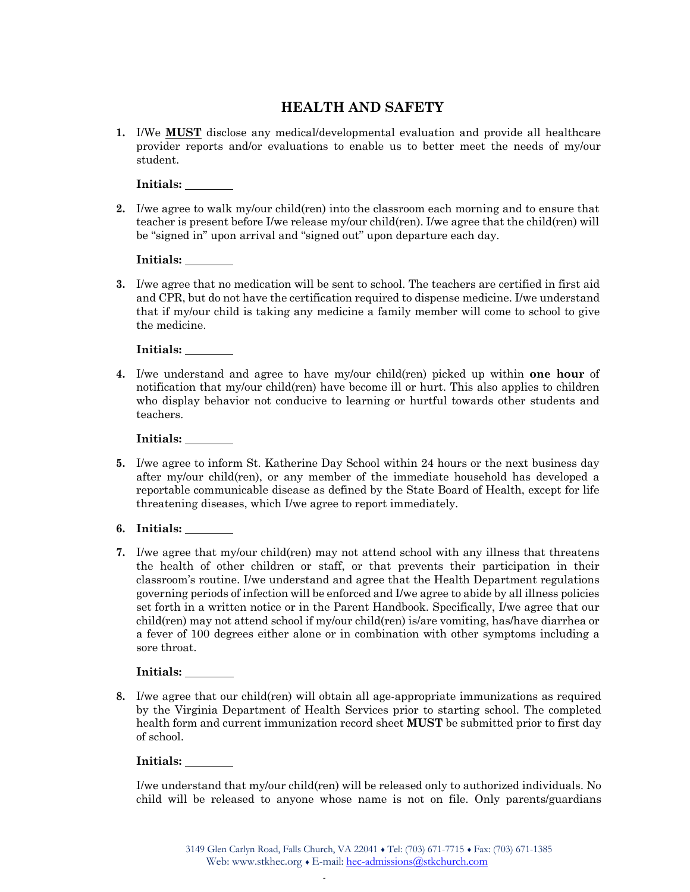# HEALTH AND SAFETY

1. I/We **MUST** disclose any medical/developmental evaluation and provide all healthcare provider reports and/or evaluations to enable us to better meet the needs of my/our student.

   **Initials:** ________

2. I/we agree to walk my/our child(ren) into the classroom each morning and to ensure that teacher is present before I/we release my/our child(ren). I/we agree that the child(ren) will be "signed in" upon arrival and "signed out" upon departure each day.

   **Initials:** ________

3. I/we agree that no medication will be sent to school. The teachers are certified in first aid and CPR, but do not have the certification required to dispense medicine. I/we understand that if my/our child is taking any medicine a family member will come to school to give the medicine.

   **Initials:** ________

4. I/we understand and agree to have my/our child(ren) picked up within **one hour** of notification that my/our child(ren) have become ill or hurt. This also applies to children who display behavior not conducive to learning or hurtful towards other students and teachers.

   **Initials:** ________

5. I/we agree to inform St. Katherine Day School within 24 hours or the next business day after my/our child(ren), or any member of the immediate household has developed a reportable communicable disease as defined by the State Board of Health, except for life threatening diseases, which I/we agree to report immediately.

6. **Initials:** ________

7. I/we agree that my/our child(ren) may not attend school with any illness that threatens the health of other children or staff, or that prevents their participation in their classroom's routine. I/we understand and agree that the Health Department regulations governing periods of infection will be enforced and I/we agree to abide by all illness policies set forth in a written notice or in the Parent Handbook. Specifically, I/we agree that our child(ren) may not attend school if my/our child(ren) is/are vomiting, has/have diarrhea or a fever of 100 degrees either alone or in combination with other symptoms including a sore throat.

   **Initials:** ________

8. I/we agree that our child(ren) will obtain all age-appropriate immunizations as required by the Virginia Department of Health Services prior to starting school. The completed health form and current immunization record sheet **MUST** be submitted prior to first day of school.

   **Initials:** ________

   I/we understand that my/our child(ren) will be released only to authorized individuals. No child will be released to anyone whose name is not on file. Only parents/guardians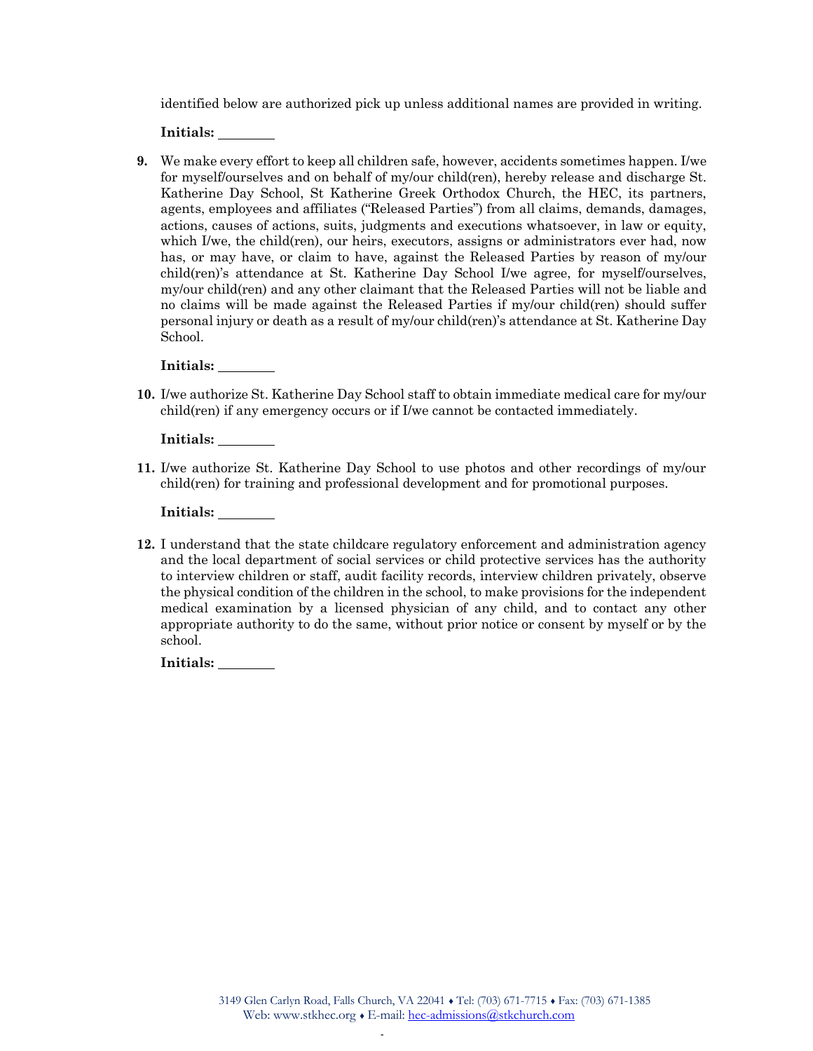identified below are authorized pick up unless additional names are provided in writing.

**Initials:** ________

**9.** We make every effort to keep all children safe, however, accidents sometimes happen. I/we for myself/ourselves and on behalf of my/our child(ren), hereby release and discharge St. Katherine Day School, St Katherine Greek Orthodox Church, the HEC, its partners, agents, employees and affiliates ("Released Parties") from all claims, demands, damages, actions, causes of actions, suits, judgments and executions whatsoever, in law or equity, which I/we, the child(ren), our heirs, executors, assigns or administrators ever had, now has, or may have, or claim to have, against the Released Parties by reason of my/our child(ren)'s attendance at St. Katherine Day School I/we agree, for myself/ourselves, my/our child(ren) and any other claimant that the Released Parties will not be liable and no claims will be made against the Released Parties if my/our child(ren) should suffer personal injury or death as a result of my/our child(ren)'s attendance at St. Katherine Day School.

**Initials:** ________

**10.** I/we authorize St. Katherine Day School staff to obtain immediate medical care for my/our child(ren) if any emergency occurs or if I/we cannot be contacted immediately.

**Initials:** ________

**11.** I/we authorize St. Katherine Day School to use photos and other recordings of my/our child(ren) for training and professional development and for promotional purposes.

**Initials:** ________

**12.** I understand that the state childcare regulatory enforcement and administration agency and the local department of social services or child protective services has the authority to interview children or staff, audit facility records, interview children privately, observe the physical condition of the children in the school, to make provisions for the independent medical examination by a licensed physician of any child, and to contact any other appropriate authority to do the same, without prior notice or consent by myself or by the school.

**Initials:** ________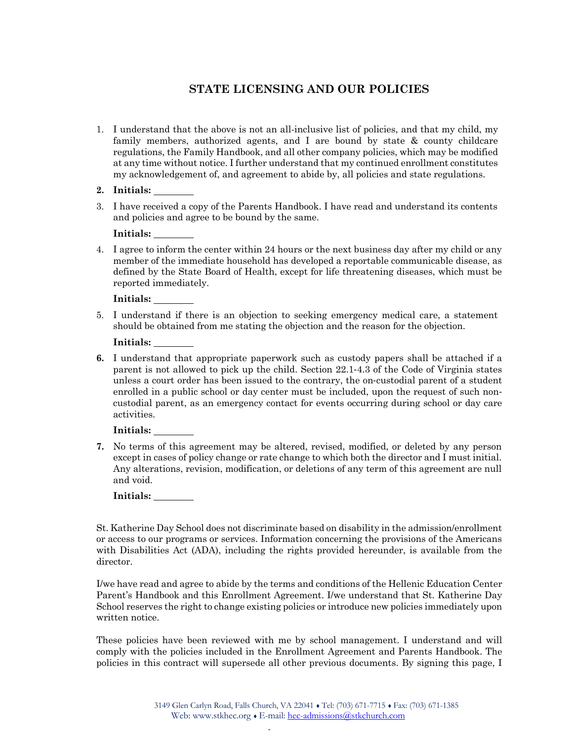## STATE LICENSING AND OUR POLICIES

1. I understand that the above is not an all-inclusive list of policies, and that my child, my family members, authorized agents, and I are bound by state & county childcare regulations, the Family Handbook, and all other company policies, which may be modified at any time without notice. I further understand that my continued enrollment constitutes my acknowledgement of, and agreement to abide by, all policies and state regulations.

2. **Initials: ________**

3. I have received a copy of the Parents Handbook. I have read and understand its contents and policies and agree to be bound by the same.

   **Initials: ________**

4. I agree to inform the center within 24 hours or the next business day after my child or any member of the immediate household has developed a reportable communicable disease, as defined by the State Board of Health, except for life threatening diseases, which must be reported immediately.

   **Initials: ________**

5. I understand if there is an objection to seeking emergency medical care, a statement should be obtained from me stating the objection and the reason for the objection.

   **Initials: ________**

6. I understand that appropriate paperwork such as custody papers shall be attached if a parent is not allowed to pick up the child. Section 22.1-4.3 of the Code of Virginia states unless a court order has been issued to the contrary, the on-custodial parent of a student enrolled in a public school or day center must be included, upon the request of such non-custodial parent, as an emergency contact for events occurring during school or day care activities.

   **Initials: ________**

7. No terms of this agreement may be altered, revised, modified, or deleted by any person except in cases of policy change or rate change to which both the director and I must initial. Any alterations, revision, modification, or deletions of any term of this agreement are null and void.

   **Initials: ________**

St. Katherine Day School does not discriminate based on disability in the admission/enrollment or access to our programs or services. Information concerning the provisions of the Americans with Disabilities Act (ADA), including the rights provided hereunder, is available from the director.

I/we have read and agree to abide by the terms and conditions of the Hellenic Education Center Parent's Handbook and this Enrollment Agreement. I/we understand that St. Katherine Day School reserves the right to change existing policies or introduce new policies immediately upon written notice.

These policies have been reviewed with me by school management. I understand and will comply with the policies included in the Enrollment Agreement and Parents Handbook. The policies in this contract will supersede all other previous documents. By signing this page, I

3149 Glen Carlyn Road, Falls Church, VA 22041 ♦ Tel: (703) 671-7715 ♦ Fax: (703) 671-1385
Web: www.stkhec.org ♦ E-mail: hec-admissions@stkchurch.com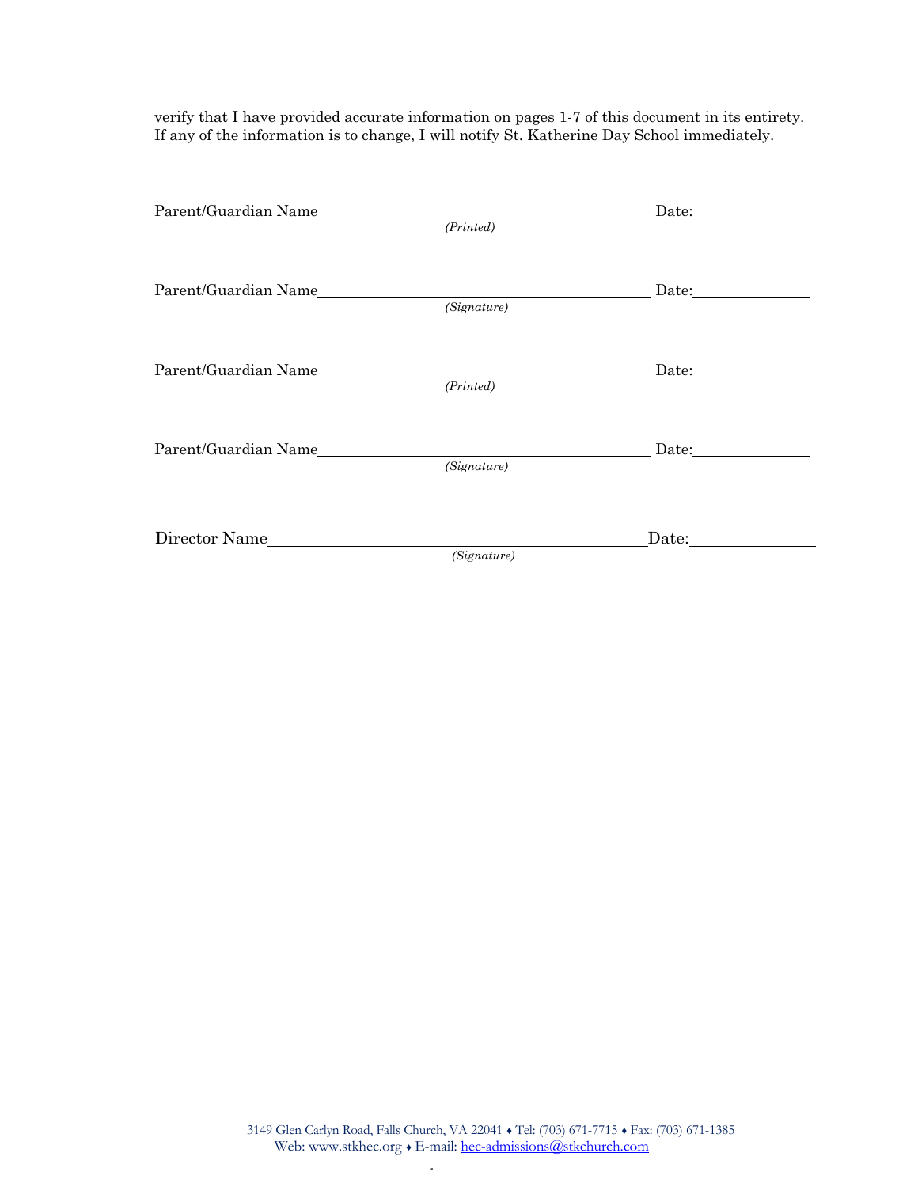verify that I have provided accurate information on pages 1-7 of this document in its entirety. If any of the information is to change, I will notify St. Katherine Day School immediately.

Parent/Guardian Name ______________________________ Date: ____________
*(Printed)*

Parent/Guardian Name ______________________________ Date: ____________
*(Signature)*

Parent/Guardian Name ______________________________ Date: ____________
*(Printed)*

Parent/Guardian Name ______________________________ Date: ____________
*(Signature)*

Director Name ______________________________ Date: ____________
*(Signature)*

3149 Glen Carlyn Road, Falls Church, VA 22041 ♦ Tel: (703) 671-7715 ♦ Fax: (703) 671-1385
Web: www.stkhec.org ♦ E-mail: hec-admissions@stkchurch.com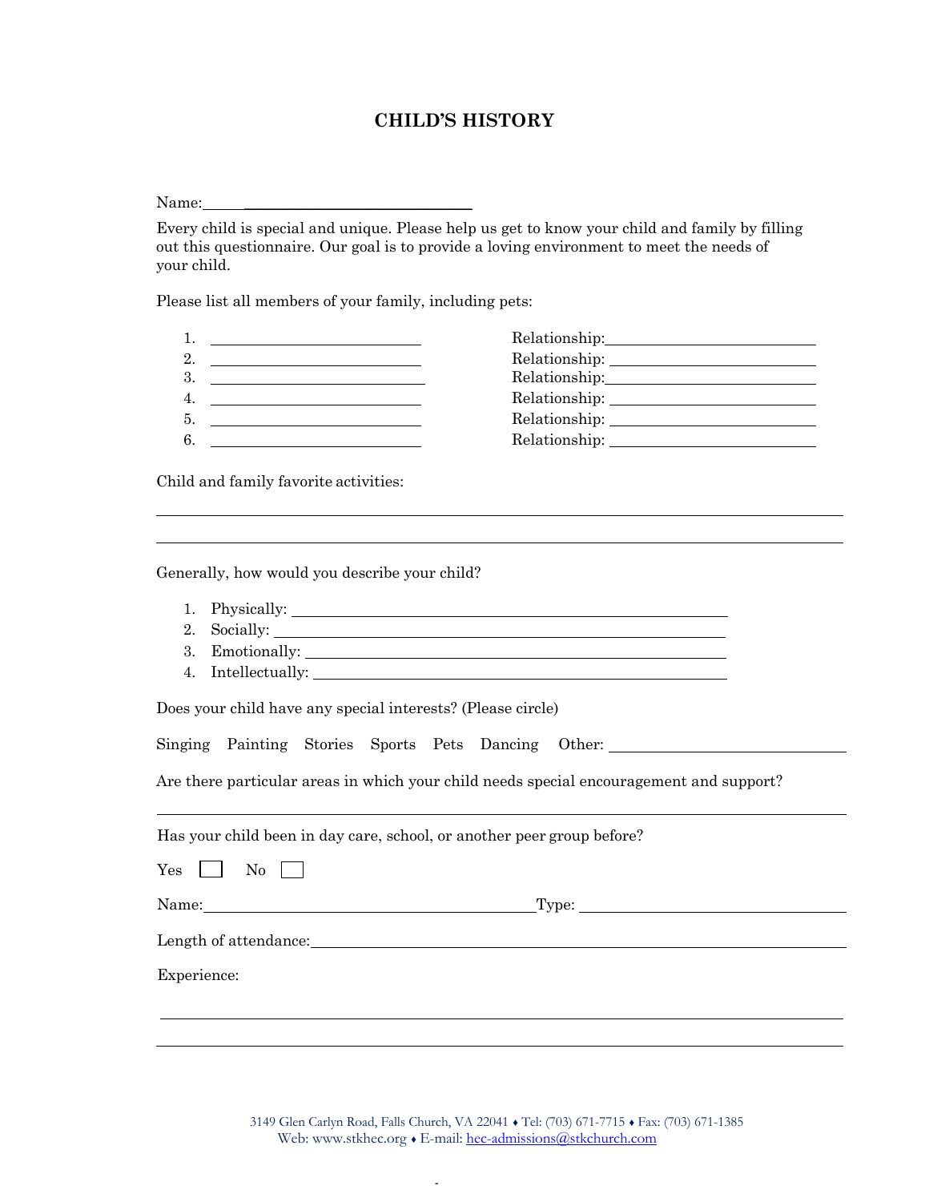# CHILD'S HISTORY

Name: ______________________________

Every child is special and unique. Please help us get to know your child and family by filling out this questionnaire. Our goal is to provide a loving environment to meet the needs of your child.

Please list all members of your family, including pets:

1. ____________________________ Relationship: ____________________________
2. ____________________________ Relationship: ____________________________
3. ____________________________ Relationship: ____________________________
4. ____________________________ Relationship: ____________________________
5. ____________________________ Relationship: ____________________________
6. ____________________________ Relationship: ____________________________

Child and family favorite activities:

________________________________________________________________________________

________________________________________________________________________________

Generally, how would you describe your child?

1. Physically: ____________________________________________________________
2. Socially: ______________________________________________________________
3. Emotionally: ___________________________________________________________
4. Intellectually: _________________________________________________________

Does your child have any special interests? (Please circle)

Singing  Painting  Stories  Sports  Pets  Dancing  Other: ____________________________

Are there particular areas in which your child needs special encouragement and support?

________________________________________________________________________________

Has your child been in day care, school, or another peer group before?

Yes ☐  No ☐

Name: ____________________________________________ Type: ____________________________________

Length of attendance: ______________________________________________________________________

Experience:

________________________________________________________________________________

________________________________________________________________________________

3149 Glen Carlyn Road, Falls Church, VA 22041 ♦ Tel: (703) 671-7715 ♦ Fax: (703) 671-1385
Web: www.stkhec.org ♦ E-mail: hec-admissions@stkchurch.com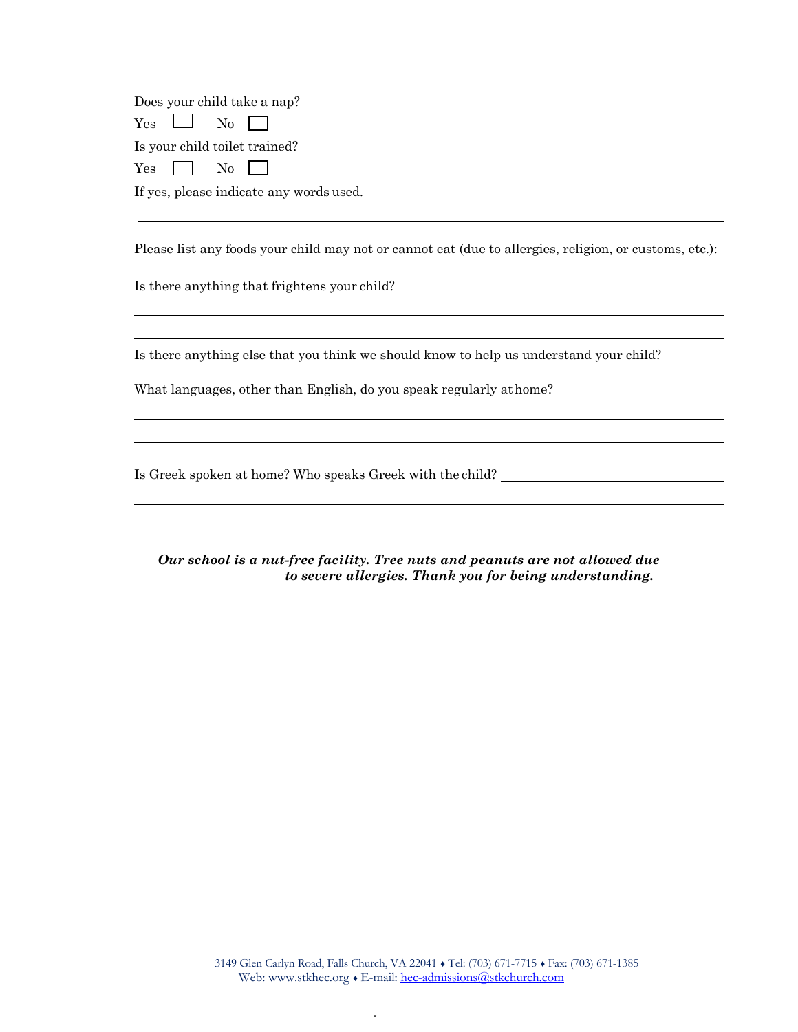Does your child take a nap?

Yes ☐ No ☐

Is your child toilet trained?

Yes ☐ No ☐

If yes, please indicate any words used.

______________________________________________________________________________

Please list any foods your child may not or cannot eat (due to allergies, religion, or customs, etc.):

Is there anything that frightens your child?

______________________________________________________________________________

______________________________________________________________________________

Is there anything else that you think we should know to help us understand your child?

What languages, other than English, do you speak regularly at home?

______________________________________________________________________________

______________________________________________________________________________

Is Greek spoken at home? Who speaks Greek with the child? ______________________________

______________________________________________________________________________

***Our school is a nut-free facility. Tree nuts and peanuts are not allowed due to severe allergies. Thank you for being understanding.***

3149 Glen Carlyn Road, Falls Church, VA 22041 ♦ Tel: (703) 671-7715 ♦ Fax: (703) 671-1385
Web: www.stkhec.org ♦ E-mail: hec-admissions@stkchurch.com